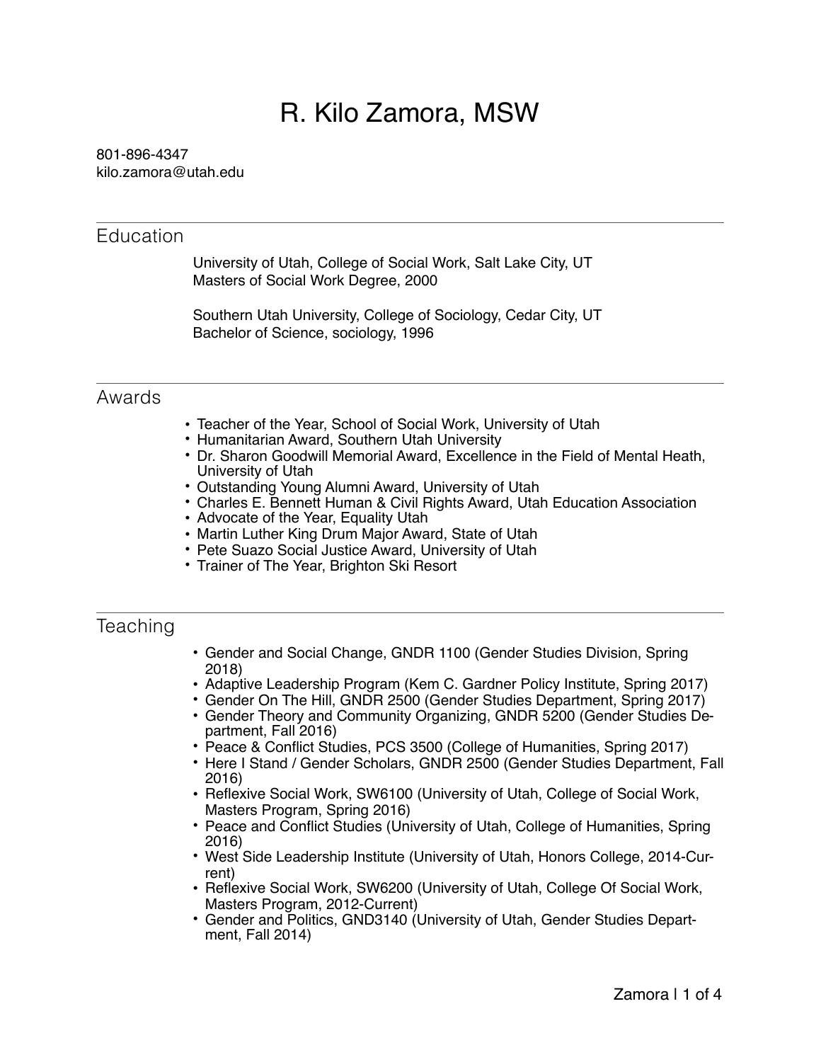# R. Kilo Zamora, MSW

801-896-4347
kilo.zamora@utah.edu

## Education

University of Utah, College of Social Work, Salt Lake City, UT
Masters of Social Work Degree, 2000

Southern Utah University, College of Sociology, Cedar City, UT
Bachelor of Science, sociology, 1996

## Awards

- Teacher of the Year, School of Social Work, University of Utah
- Humanitarian Award, Southern Utah University
- Dr. Sharon Goodwill Memorial Award, Excellence in the Field of Mental Heath, University of Utah
- Outstanding Young Alumni Award, University of Utah
- Charles E. Bennett Human & Civil Rights Award, Utah Education Association
- Advocate of the Year, Equality Utah
- Martin Luther King Drum Major Award, State of Utah
- Pete Suazo Social Justice Award, University of Utah
- Trainer of The Year, Brighton Ski Resort

## Teaching

- Gender and Social Change, GNDR 1100 (Gender Studies Division, Spring 2018)
- Adaptive Leadership Program (Kem C. Gardner Policy Institute, Spring 2017)
- Gender On The Hill, GNDR 2500 (Gender Studies Department, Spring 2017)
- Gender Theory and Community Organizing, GNDR 5200 (Gender Studies Department, Fall 2016)
- Peace & Conflict Studies, PCS 3500 (College of Humanities, Spring 2017)
- Here I Stand / Gender Scholars, GNDR 2500 (Gender Studies Department, Fall 2016)
- Reflexive Social Work, SW6100 (University of Utah, College of Social Work, Masters Program, Spring 2016)
- Peace and Conflict Studies (University of Utah, College of Humanities, Spring 2016)
- West Side Leadership Institute (University of Utah, Honors College, 2014-Current)
- Reflexive Social Work, SW6200 (University of Utah, College Of Social Work, Masters Program, 2012-Current)
- Gender and Politics, GND3140 (University of Utah, Gender Studies Department, Fall 2014)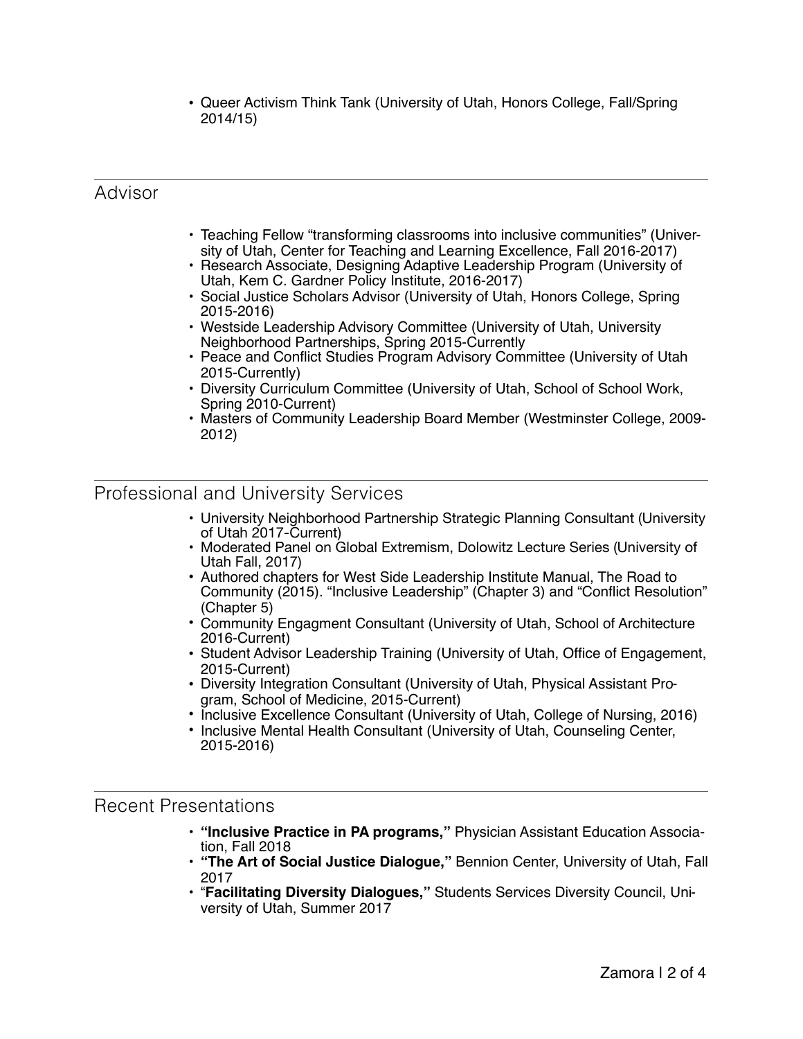- Queer Activism Think Tank (University of Utah, Honors College, Fall/Spring 2014/15)

## Advisor

- Teaching Fellow “transforming classrooms into inclusive communities” (University of Utah, Center for Teaching and Learning Excellence, Fall 2016-2017)
- Research Associate, Designing Adaptive Leadership Program (University of Utah, Kem C. Gardner Policy Institute, 2016-2017)
- Social Justice Scholars Advisor (University of Utah, Honors College, Spring 2015-2016)
- Westside Leadership Advisory Committee (University of Utah, University Neighborhood Partnerships, Spring 2015-Currently
- Peace and Conflict Studies Program Advisory Committee (University of Utah 2015-Currently)
- Diversity Curriculum Committee (University of Utah, School of School Work, Spring 2010-Current)
- Masters of Community Leadership Board Member (Westminster College, 2009-2012)

## Professional and University Services

- University Neighborhood Partnership Strategic Planning Consultant (University of Utah 2017-Current)
- Moderated Panel on Global Extremism, Dolowitz Lecture Series (University of Utah Fall, 2017)
- Authored chapters for West Side Leadership Institute Manual, The Road to Community (2015). “Inclusive Leadership” (Chapter 3) and “Conflict Resolution” (Chapter 5)
- Community Engagment Consultant (University of Utah, School of Architecture 2016-Current)
- Student Advisor Leadership Training (University of Utah, Office of Engagement, 2015-Current)
- Diversity Integration Consultant (University of Utah, Physical Assistant Program, School of Medicine, 2015-Current)
- Inclusive Excellence Consultant (University of Utah, College of Nursing, 2016)
- Inclusive Mental Health Consultant (University of Utah, Counseling Center, 2015-2016)

## Recent Presentations

- **“Inclusive Practice in PA programs,”** Physician Assistant Education Association, Fall 2018
- **“The Art of Social Justice Dialogue,”** Bennion Center, University of Utah, Fall 2017
- “**Facilitating Diversity Dialogues,”** Students Services Diversity Council, University of Utah, Summer 2017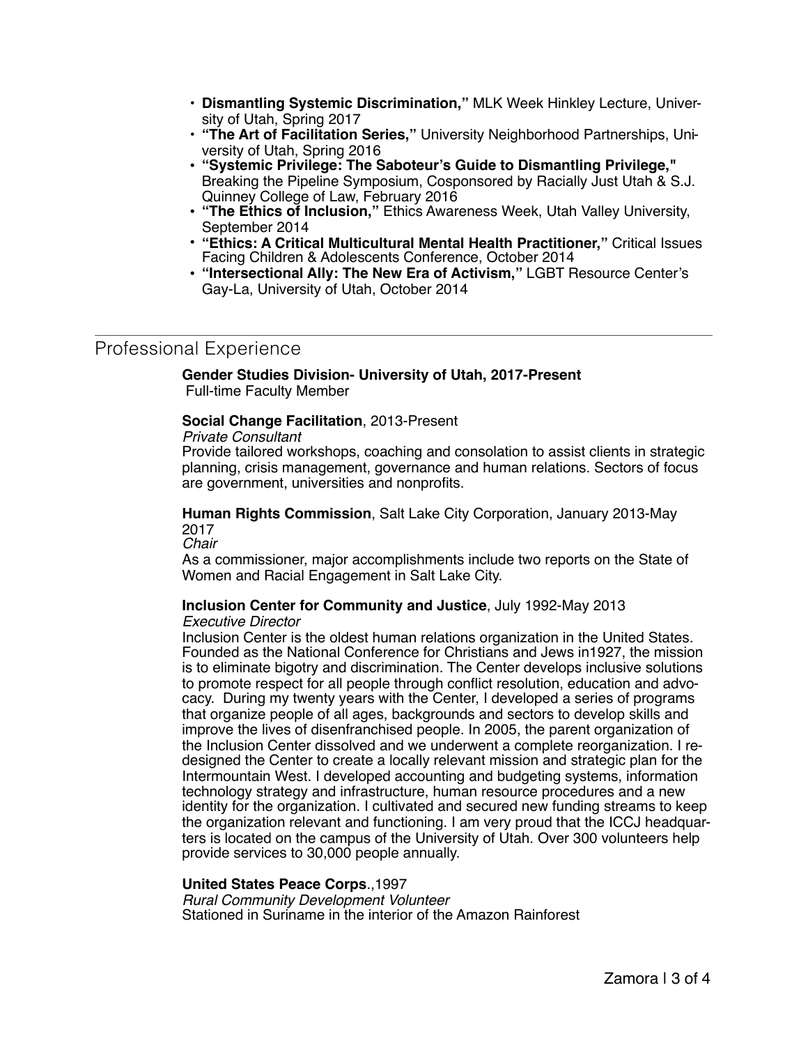- **Dismantling Systemic Discrimination,"** MLK Week Hinkley Lecture, University of Utah, Spring 2017
- **"The Art of Facilitation Series,"** University Neighborhood Partnerships, University of Utah, Spring 2016
- **"Systemic Privilege: The Saboteur's Guide to Dismantling Privilege,"** Breaking the Pipeline Symposium, Cosponsored by Racially Just Utah & S.J. Quinney College of Law, February 2016
- **"The Ethics of Inclusion,"** Ethics Awareness Week, Utah Valley University, September 2014
- **"Ethics: A Critical Multicultural Mental Health Practitioner,"** Critical Issues Facing Children & Adolescents Conference, October 2014
- **"Intersectional Ally: The New Era of Activism,"** LGBT Resource Center's Gay-La, University of Utah, October 2014

## Professional Experience

**Gender Studies Division- University of Utah, 2017-Present**
Full-time Faculty Member

**Social Change Facilitation**, 2013-Present
*Private Consultant*
Provide tailored workshops, coaching and consolation to assist clients in strategic planning, crisis management, governance and human relations. Sectors of focus are government, universities and nonprofits.

**Human Rights Commission**, Salt Lake City Corporation, January 2013-May 2017
*Chair*
As a commissioner, major accomplishments include two reports on the State of Women and Racial Engagement in Salt Lake City.

**Inclusion Center for Community and Justice**, July 1992-May 2013
*Executive Director*
Inclusion Center is the oldest human relations organization in the United States. Founded as the National Conference for Christians and Jews in1927, the mission is to eliminate bigotry and discrimination. The Center develops inclusive solutions to promote respect for all people through conflict resolution, education and advocacy. During my twenty years with the Center, I developed a series of programs that organize people of all ages, backgrounds and sectors to develop skills and improve the lives of disenfranchised people. In 2005, the parent organization of the Inclusion Center dissolved and we underwent a complete reorganization. I redesigned the Center to create a locally relevant mission and strategic plan for the Intermountain West. I developed accounting and budgeting systems, information technology strategy and infrastructure, human resource procedures and a new identity for the organization. I cultivated and secured new funding streams to keep the organization relevant and functioning. I am very proud that the ICCJ headquarters is located on the campus of the University of Utah. Over 300 volunteers help provide services to 30,000 people annually.

**United States Peace Corps**.,1997
*Rural Community Development Volunteer*
Stationed in Suriname in the interior of the Amazon Rainforest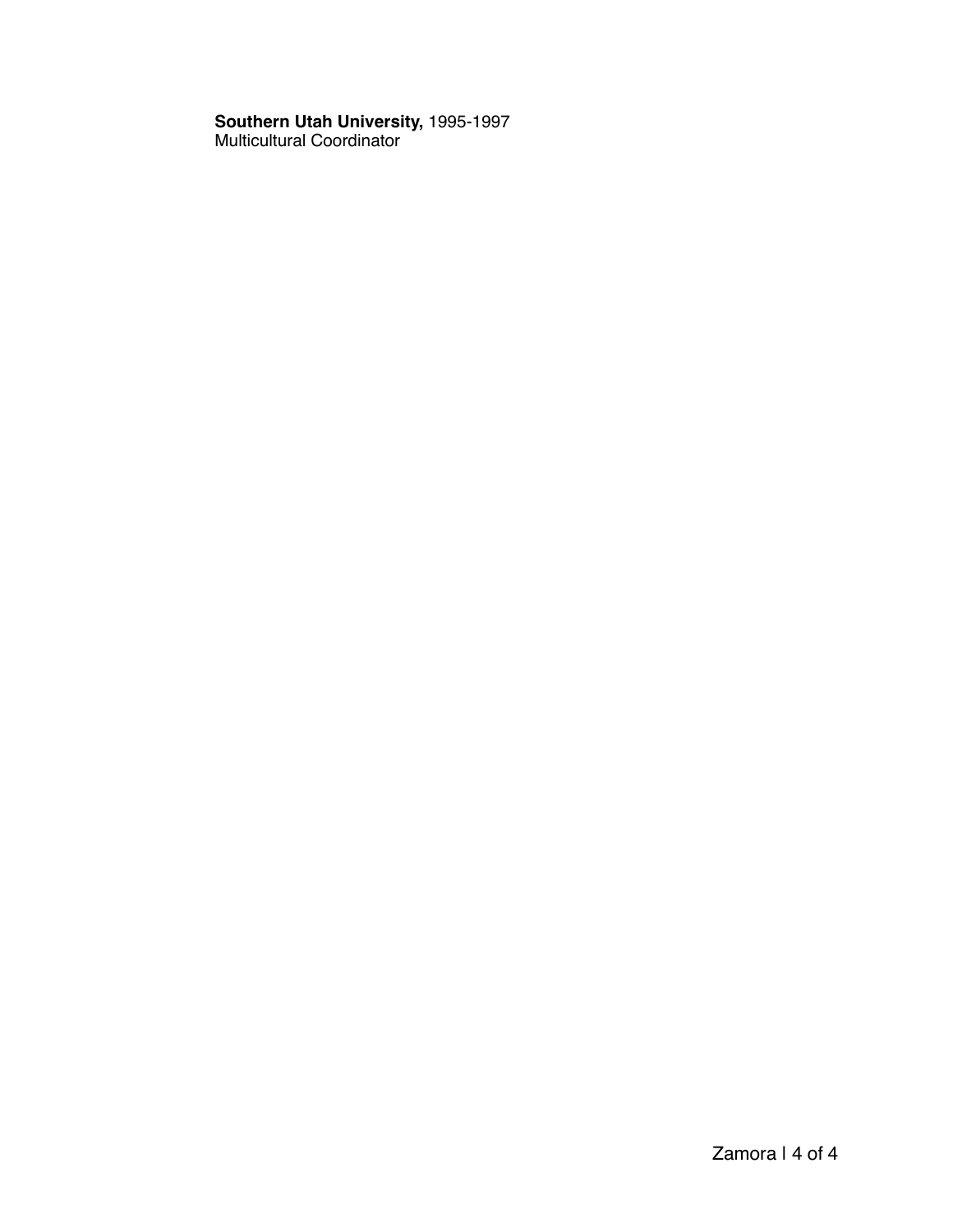**Southern Utah University,** 1995-1997
Multicultural Coordinator